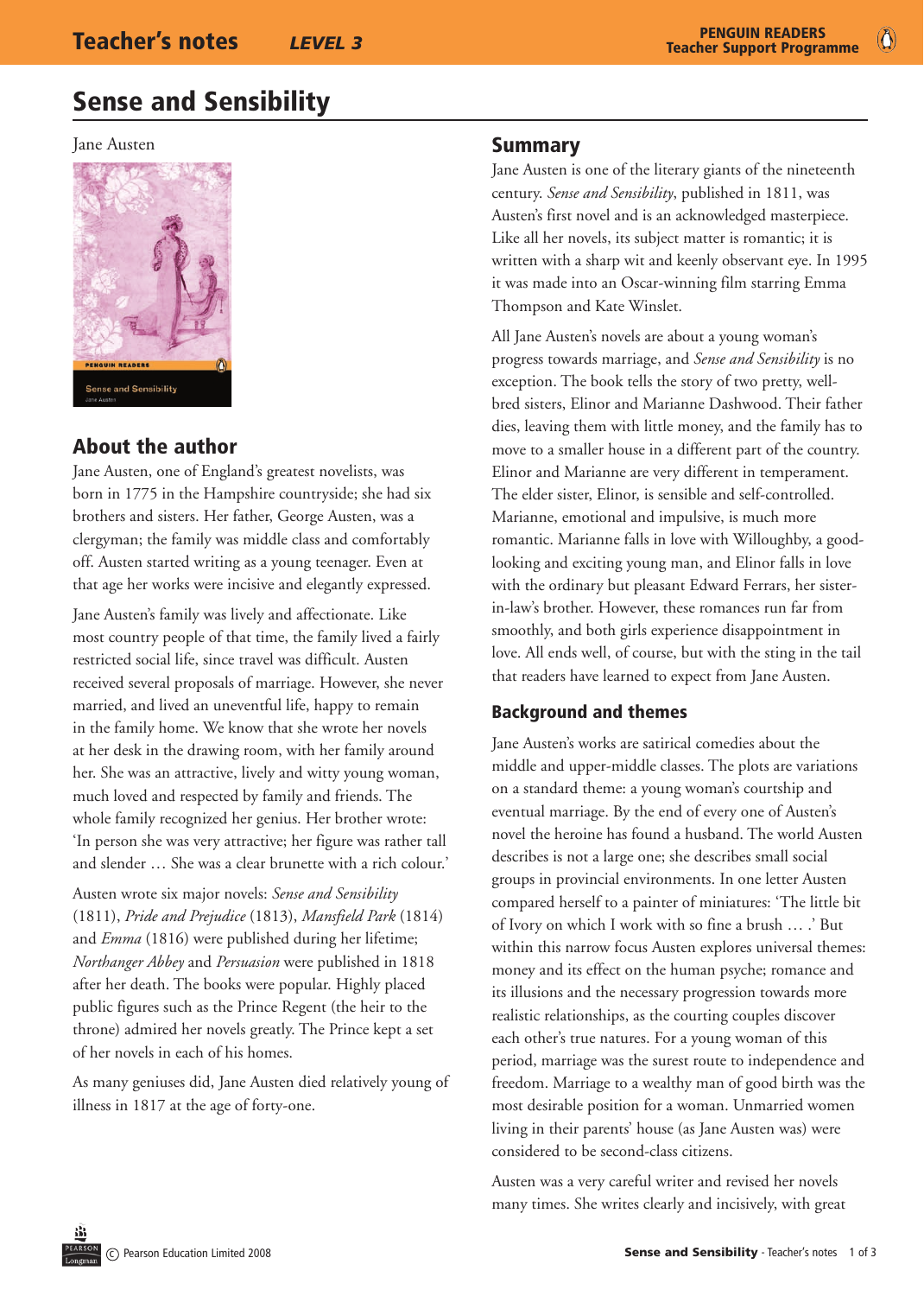# Sense and Sensibility

Jane Austen

## About the author

Jane Austen, one of England's greatest novelists, was born in 1775 in the Hampshire countryside; she had six brothers and sisters. Her father, George Austen, was a clergyman; the family was middle class and comfortably off. Austen started writing as a young teenager. Even at that age her works were incisive and elegantly expressed.

Jane Austen's family was lively and affectionate. Like most country people of that time, the family lived a fairly restricted social life, since travel was difficult. Austen received several proposals of marriage. However, she never married, and lived an uneventful life, happy to remain in the family home. We know that she wrote her novels at her desk in the drawing room, with her family around her. She was an attractive, lively and witty young woman, much loved and respected by family and friends. The whole family recognized her genius. Her brother wrote: 'In person she was very attractive; her figure was rather tall and slender … She was a clear brunette with a rich colour.'

Austen wrote six major novels: *Sense and Sensibility* (1811), *Pride and Prejudice* (1813), *Mansfield Park* (1814) and *Emma* (1816) were published during her lifetime; *Northanger Abbey* and *Persuasion* were published in 1818 after her death. The books were popular. Highly placed public figures such as the Prince Regent (the heir to the throne) admired her novels greatly. The Prince kept a set of her novels in each of his homes.

As many geniuses did, Jane Austen died relatively young of illness in 1817 at the age of forty-one.

## Summary

Jane Austen is one of the literary giants of the nineteenth century. *Sense and Sensibility*, published in 1811, was Austen's first novel and is an acknowledged masterpiece. Like all her novels, its subject matter is romantic; it is written with a sharp wit and keenly observant eye. In 1995 it was made into an Oscar-winning film starring Emma Thompson and Kate Winslet.

All Jane Austen's novels are about a young woman's progress towards marriage, and *Sense and Sensibility* is no exception. The book tells the story of two pretty, well-bred sisters, Elinor and Marianne Dashwood. Their father dies, leaving them with little money, and the family has to move to a smaller house in a different part of the country. Elinor and Marianne are very different in temperament. The elder sister, Elinor, is sensible and self-controlled. Marianne, emotional and impulsive, is much more romantic. Marianne falls in love with Willoughby, a good-looking and exciting young man, and Elinor falls in love with the ordinary but pleasant Edward Ferrars, her sister-in-law's brother. However, these romances run far from smoothly, and both girls experience disappointment in love. All ends well, of course, but with the sting in the tail that readers have learned to expect from Jane Austen.

### Background and themes

Jane Austen's works are satirical comedies about the middle and upper-middle classes. The plots are variations on a standard theme: a young woman's courtship and eventual marriage. By the end of every one of Austen's novel the heroine has found a husband. The world Austen describes is not a large one; she describes small social groups in provincial environments. In one letter Austen compared herself to a painter of miniatures: 'The little bit of Ivory on which I work with so fine a brush … .' But within this narrow focus Austen explores universal themes: money and its effect on the human psyche; romance and its illusions and the necessary progression towards more realistic relationships, as the courting couples discover each other's true natures. For a young woman of this period, marriage was the surest route to independence and freedom. Marriage to a wealthy man of good birth was the most desirable position for a woman. Unmarried women living in their parents' house (as Jane Austen was) were considered to be second-class citizens.

Austen was a very careful writer and revised her novels many times. She writes clearly and incisively, with great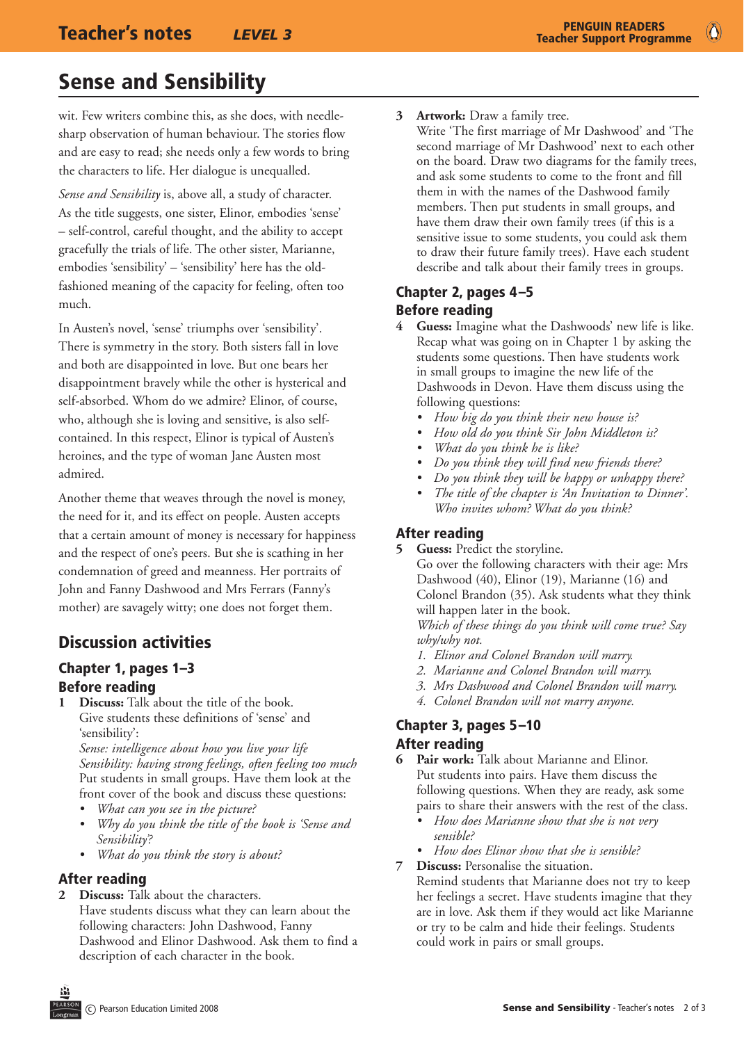# Sense and Sensibility

wit. Few writers combine this, as she does, with needle-sharp observation of human behaviour. The stories flow and are easy to read; she needs only a few words to bring the characters to life. Her dialogue is unequalled.

*Sense and Sensibility* is, above all, a study of character. As the title suggests, one sister, Elinor, embodies 'sense' – self-control, careful thought, and the ability to accept gracefully the trials of life. The other sister, Marianne, embodies 'sensibility' – 'sensibility' here has the old-fashioned meaning of the capacity for feeling, often too much.

In Austen's novel, 'sense' triumphs over 'sensibility'. There is symmetry in the story. Both sisters fall in love and both are disappointed in love. But one bears her disappointment bravely while the other is hysterical and self-absorbed. Whom do we admire? Elinor, of course, who, although she is loving and sensitive, is also self-contained. In this respect, Elinor is typical of Austen's heroines, and the type of woman Jane Austen most admired.

Another theme that weaves through the novel is money, the need for it, and its effect on people. Austen accepts that a certain amount of money is necessary for happiness and the respect of one's peers. But she is scathing in her condemnation of greed and meanness. Her portraits of John and Fanny Dashwood and Mrs Ferrars (Fanny's mother) are savagely witty; one does not forget them.

## Discussion activities

### Chapter 1, pages 1–3

### Before reading

1 **Discuss:** Talk about the title of the book.
Give students these definitions of 'sense' and 'sensibility':
*Sense: intelligence about how you live your life*
*Sensibility: having strong feelings, often feeling too much*
Put students in small groups. Have them look at the front cover of the book and discuss these questions:
- *What can you see in the picture?*
- *Why do you think the title of the book is 'Sense and Sensibility'?*
- *What do you think the story is about?*

### After reading

2 **Discuss:** Talk about the characters.
Have students discuss what they can learn about the following characters: John Dashwood, Fanny Dashwood and Elinor Dashwood. Ask them to find a description of each character in the book.

3 **Artwork:** Draw a family tree.
Write 'The first marriage of Mr Dashwood' and 'The second marriage of Mr Dashwood' next to each other on the board. Draw two diagrams for the family trees, and ask some students to come to the front and fill them in with the names of the Dashwood family members. Then put students in small groups, and have them draw their own family trees (if this is a sensitive issue to some students, you could ask them to draw their future family trees). Have each student describe and talk about their family trees in groups.

### Chapter 2, pages 4–5

### Before reading

4 **Guess:** Imagine what the Dashwoods' new life is like.
Recap what was going on in Chapter 1 by asking the students some questions. Then have students work in small groups to imagine the new life of the Dashwoods in Devon. Have them discuss using the following questions:
- *How big do you think their new house is?*
- *How old do you think Sir John Middleton is?*
- *What do you think he is like?*
- *Do you think they will find new friends there?*
- *Do you think they will be happy or unhappy there?*
- *The title of the chapter is 'An Invitation to Dinner'. Who invites whom? What do you think?*

### After reading

5 **Guess:** Predict the storyline.
Go over the following characters with their age: Mrs Dashwood (40), Elinor (19), Marianne (16) and Colonel Brandon (35). Ask students what they think will happen later in the book.
*Which of these things do you think will come true? Say why/why not.*
1. *Elinor and Colonel Brandon will marry.*
2. *Marianne and Colonel Brandon will marry.*
3. *Mrs Dashwood and Colonel Brandon will marry.*
4. *Colonel Brandon will not marry anyone.*

### Chapter 3, pages 5–10

### After reading

6 **Pair work:** Talk about Marianne and Elinor.
Put students into pairs. Have them discuss the following questions. When they are ready, ask some pairs to share their answers with the rest of the class.
- *How does Marianne show that she is not very sensible?*
- *How does Elinor show that she is sensible?*

7 **Discuss:** Personalise the situation.
Remind students that Marianne does not try to keep her feelings a secret. Have students imagine that they are in love. Ask them if they would act like Marianne or try to be calm and hide their feelings. Students could work in pairs or small groups.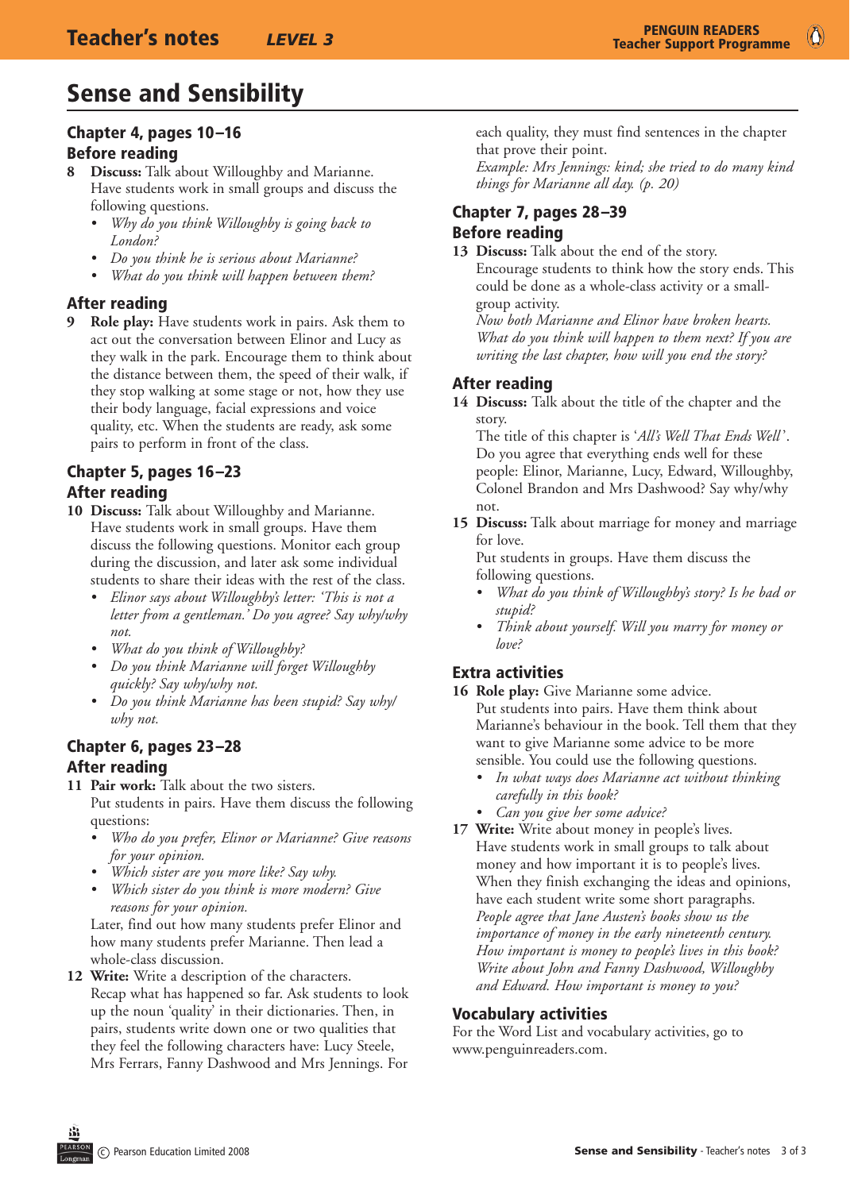# Sense and Sensibility

## Chapter 4, pages 10–16

### Before reading

8 **Discuss:** Talk about Willoughby and Marianne.
Have students work in small groups and discuss the following questions.

- *Why do you think Willoughby is going back to London?*
- *Do you think he is serious about Marianne?*
- *What do you think will happen between them?*

### After reading

9 **Role play:** Have students work in pairs. Ask them to act out the conversation between Elinor and Lucy as they walk in the park. Encourage them to think about the distance between them, the speed of their walk, if they stop walking at some stage or not, how they use their body language, facial expressions and voice quality, etc. When the students are ready, ask some pairs to perform in front of the class.

## Chapter 5, pages 16–23

### After reading

10 **Discuss:** Talk about Willoughby and Marianne.
Have students work in small groups. Have them discuss the following questions. Monitor each group during the discussion, and later ask some individual students to share their ideas with the rest of the class.

- *Elinor says about Willoughby's letter: 'This is not a letter from a gentleman.' Do you agree? Say why/why not.*
- *What do you think of Willoughby?*
- *Do you think Marianne will forget Willoughby quickly? Say why/why not.*
- *Do you think Marianne has been stupid? Say why/why not.*

## Chapter 6, pages 23–28

### After reading

11 **Pair work:** Talk about the two sisters.
Put students in pairs. Have them discuss the following questions:

- *Who do you prefer, Elinor or Marianne? Give reasons for your opinion.*
- *Which sister are you more like? Say why.*
- *Which sister do you think is more modern? Give reasons for your opinion.*

Later, find out how many students prefer Elinor and how many students prefer Marianne. Then lead a whole-class discussion.

12 **Write:** Write a description of the characters.
Recap what has happened so far. Ask students to look up the noun 'quality' in their dictionaries. Then, in pairs, students write down one or two qualities that they feel the following characters have: Lucy Steele, Mrs Ferrars, Fanny Dashwood and Mrs Jennings. For each quality, they must find sentences in the chapter that prove their point.
*Example: Mrs Jennings: kind; she tried to do many kind things for Marianne all day. (p. 20)*

## Chapter 7, pages 28–39

### Before reading

13 **Discuss:** Talk about the end of the story.
Encourage students to think how the story ends. This could be done as a whole-class activity or a small-group activity.
*Now both Marianne and Elinor have broken hearts. What do you think will happen to them next? If you are writing the last chapter, how will you end the story?*

### After reading

14 **Discuss:** Talk about the title of the chapter and the story.
The title of this chapter is '*All's Well That Ends Well*'. Do you agree that everything ends well for these people: Elinor, Marianne, Lucy, Edward, Willoughby, Colonel Brandon and Mrs Dashwood? Say why/why not.

15 **Discuss:** Talk about marriage for money and marriage for love.
Put students in groups. Have them discuss the following questions.

- *What do you think of Willoughby's story? Is he bad or stupid?*
- *Think about yourself. Will you marry for money or love?*

## Extra activities

16 **Role play:** Give Marianne some advice.
Put students into pairs. Have them think about Marianne's behaviour in the book. Tell them that they want to give Marianne some advice to be more sensible. You could use the following questions.

- *In what ways does Marianne act without thinking carefully in this book?*
- *Can you give her some advice?*

17 **Write:** Write about money in people's lives.
Have students work in small groups to talk about money and how important it is to people's lives. When they finish exchanging the ideas and opinions, have each student write some short paragraphs.
*People agree that Jane Austen's books show us the importance of money in the early nineteenth century. How important is money to people's lives in this book? Write about John and Fanny Dashwood, Willoughby and Edward. How important is money to you?*

## Vocabulary activities

For the Word List and vocabulary activities, go to www.penguinreaders.com.

© Pearson Education Limited 2008